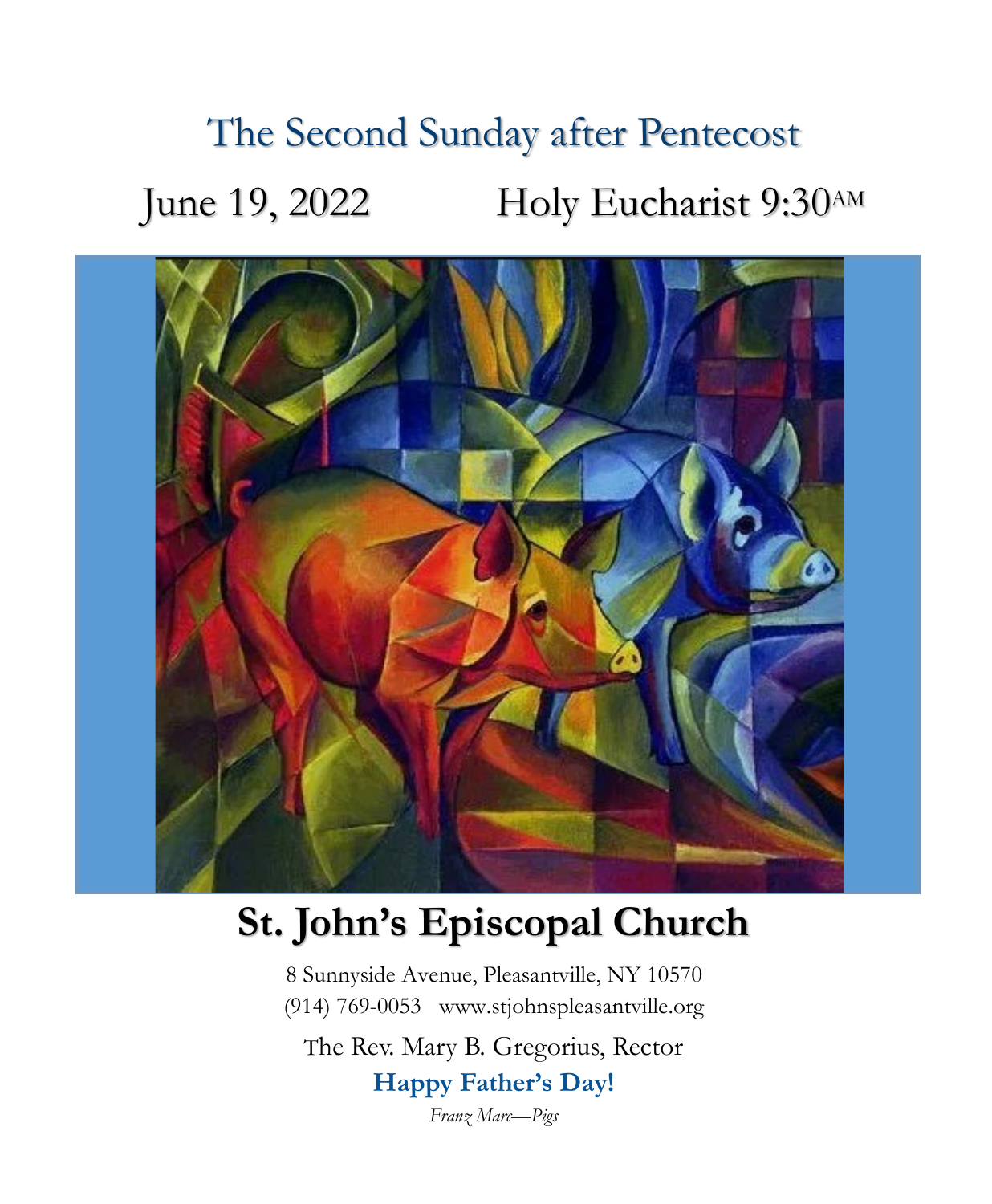# The Second Sunday after Pentecost

## June 19, 2022 Holy Eucharist 9:30AM

# St. John's Episcopal Church

8 Sunnyside Avenue, Pleasantville, NY 10570

(914) 769-0053 www.stjohnspleasantville.org

The Rev. Mary B. Gregorius, Rector

**Happy Father's Day!**

*Franz Marc—Pigs*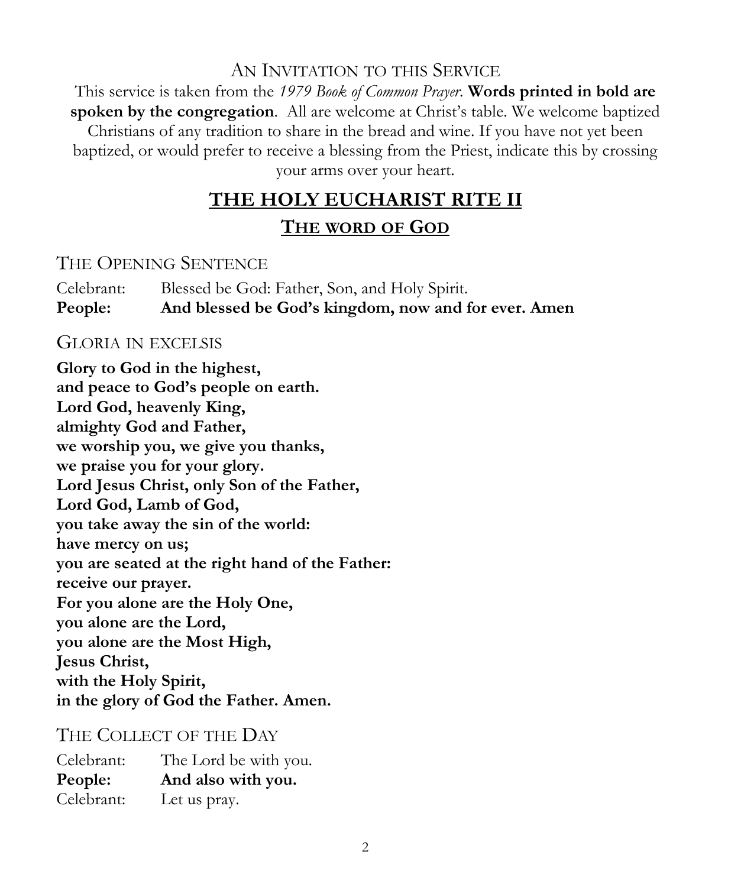## An Invitation to this Service

This service is taken from the *1979 Book of Common Prayer*. **Words printed in bold are spoken by the congregation**. All are welcome at Christ's table. We welcome baptized Christians of any tradition to share in the bread and wine. If you have not yet been baptized, or would prefer to receive a blessing from the Priest, indicate this by crossing your arms over your heart.

# THE HOLY EUCHARIST RITE II

## THE WORD OF GOD

### The Opening Sentence

Celebrant: Blessed be God: Father, Son, and Holy Spirit.
**People: And blessed be God's kingdom, now and for ever. Amen**

### Gloria in excelsis

**Glory to God in the highest,**
**and peace to God's people on earth.**
**Lord God, heavenly King,**
**almighty God and Father,**
**we worship you, we give you thanks,**
**we praise you for your glory.**
**Lord Jesus Christ, only Son of the Father,**
**Lord God, Lamb of God,**
**you take away the sin of the world:**
**have mercy on us;**
**you are seated at the right hand of the Father:**
**receive our prayer.**
**For you alone are the Holy One,**
**you alone are the Lord,**
**you alone are the Most High,**
**Jesus Christ,**
**with the Holy Spirit,**
**in the glory of God the Father. Amen.**

### The Collect of the Day

Celebrant: The Lord be with you.
**People: And also with you.**
Celebrant: Let us pray.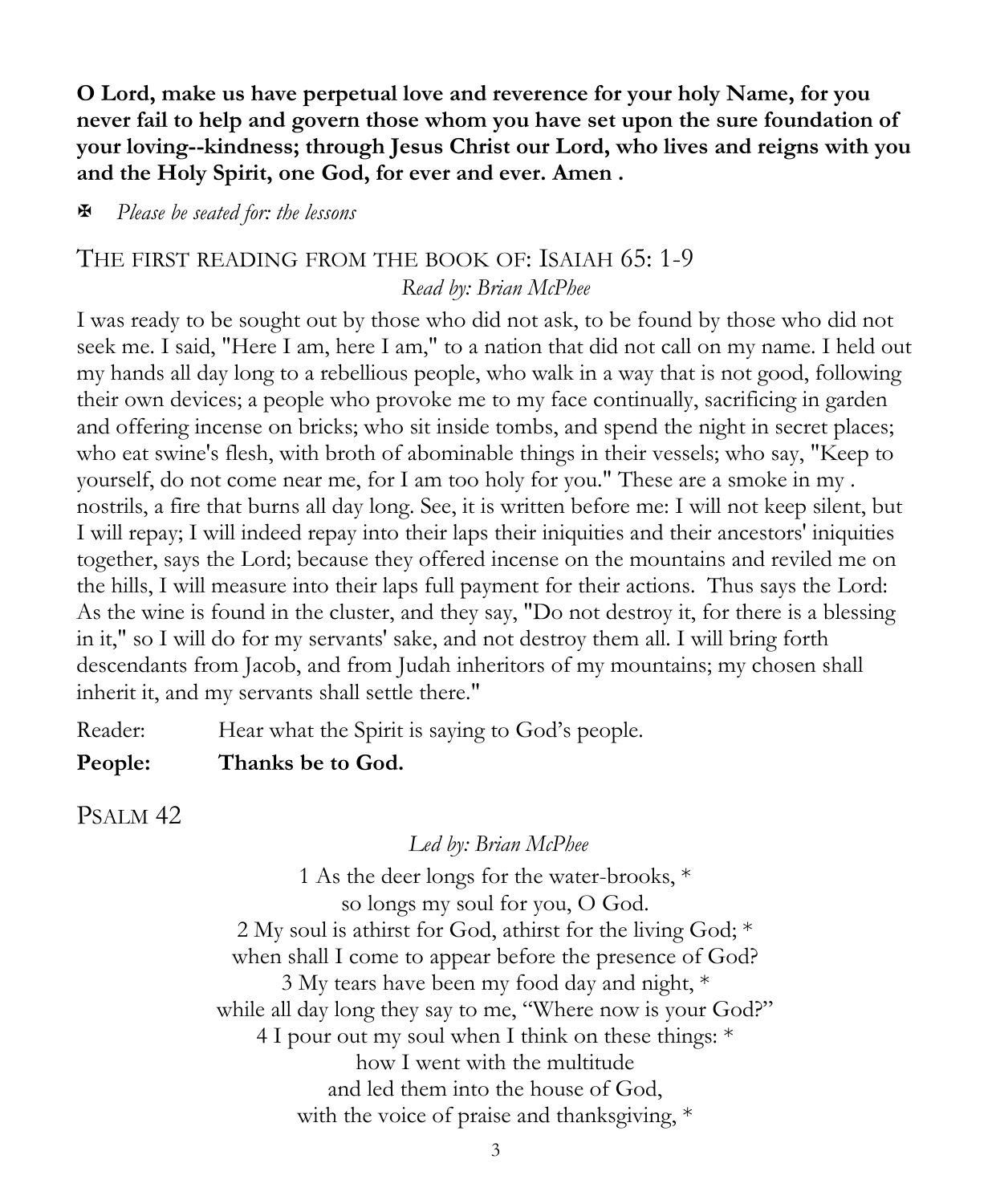**O Lord, make us have perpetual love and reverence for your holy Name, for you never fail to help and govern those whom you have set upon the sure foundation of your loving--kindness; through Jesus Christ our Lord, who lives and reigns with you and the Holy Spirit, one God, for ever and ever. Amen .**

✠ *Please be seated for: the lessons*

## THE FIRST READING FROM THE BOOK OF: ISAIAH 65: 1-9

*Read by: Brian McPhee*

I was ready to be sought out by those who did not ask, to be found by those who did not seek me. I said, "Here I am, here I am," to a nation that did not call on my name. I held out my hands all day long to a rebellious people, who walk in a way that is not good, following their own devices; a people who provoke me to my face continually, sacrificing in garden and offering incense on bricks; who sit inside tombs, and spend the night in secret places; who eat swine's flesh, with broth of abominable things in their vessels; who say, "Keep to yourself, do not come near me, for I am too holy for you." These are a smoke in my . nostrils, a fire that burns all day long. See, it is written before me: I will not keep silent, but I will repay; I will indeed repay into their laps their iniquities and their ancestors' iniquities together, says the Lord; because they offered incense on the mountains and reviled me on the hills, I will measure into their laps full payment for their actions. Thus says the Lord: As the wine is found in the cluster, and they say, "Do not destroy it, for there is a blessing in it," so I will do for my servants' sake, and not destroy them all. I will bring forth descendants from Jacob, and from Judah inheritors of my mountains; my chosen shall inherit it, and my servants shall settle there."

Reader: Hear what the Spirit is saying to God's people.

**People: Thanks be to God.**

## PSALM 42

*Led by: Brian McPhee*

1 As the deer longs for the water-brooks, *
so longs my soul for you, O God.
2 My soul is athirst for God, athirst for the living God; *
when shall I come to appear before the presence of God?
3 My tears have been my food day and night, *
while all day long they say to me, "Where now is your God?"
4 I pour out my soul when I think on these things: *
how I went with the multitude
and led them into the house of God,
with the voice of praise and thanksgiving, *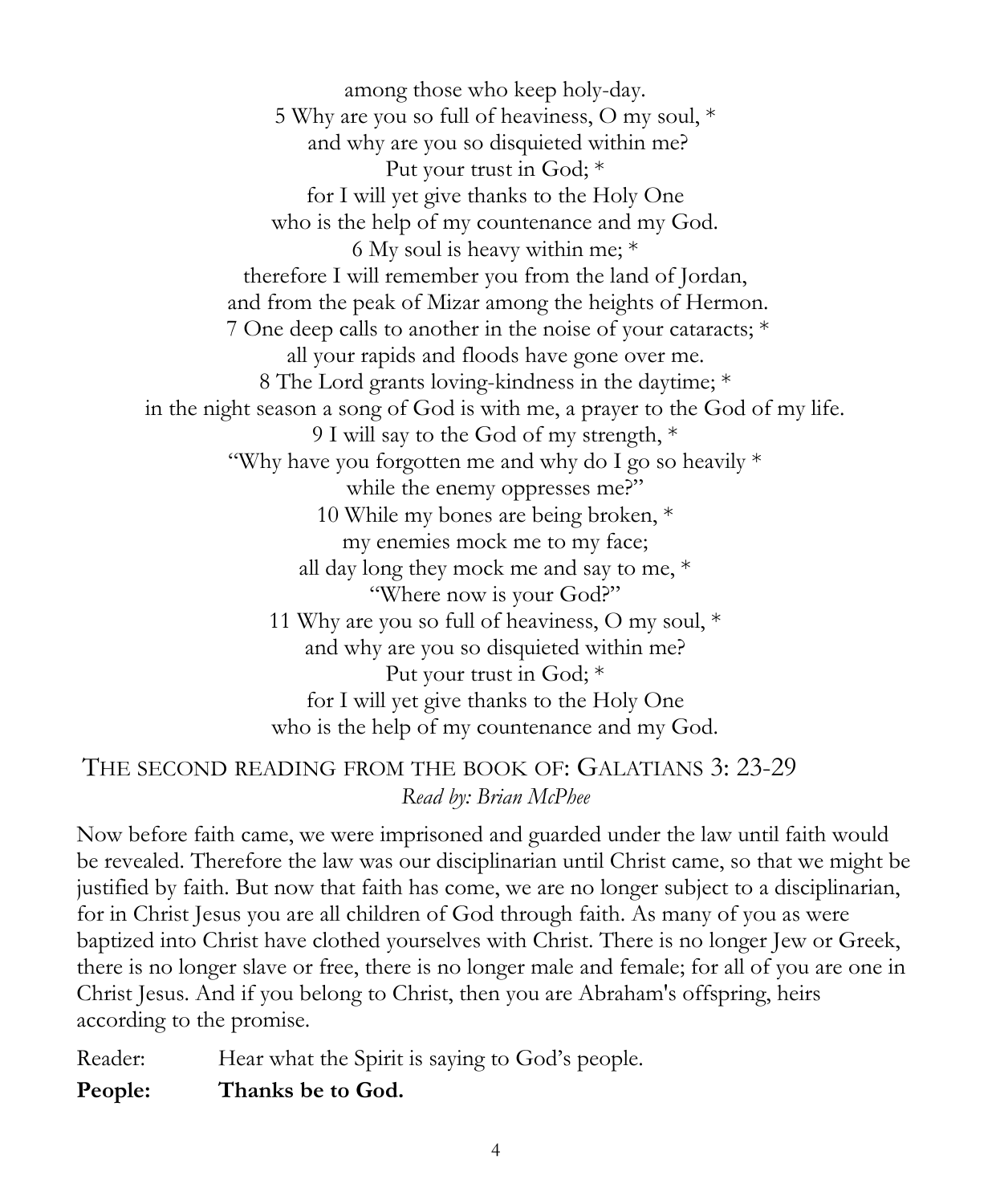among those who keep holy-day.
5 Why are you so full of heaviness, O my soul, *
and why are you so disquieted within me?
Put your trust in God; *
for I will yet give thanks to the Holy One
who is the help of my countenance and my God.
6 My soul is heavy within me; *
therefore I will remember you from the land of Jordan,
and from the peak of Mizar among the heights of Hermon.
7 One deep calls to another in the noise of your cataracts; *
all your rapids and floods have gone over me.
8 The Lord grants loving-kindness in the daytime; *
in the night season a song of God is with me, a prayer to the God of my life.
9 I will say to the God of my strength, *
"Why have you forgotten me and why do I go so heavily *
while the enemy oppresses me?"
10 While my bones are being broken, *
my enemies mock me to my face;
all day long they mock me and say to me, *
"Where now is your God?"
11 Why are you so full of heaviness, O my soul, *
and why are you so disquieted within me?
Put your trust in God; *
for I will yet give thanks to the Holy One
who is the help of my countenance and my God.

## THE SECOND READING FROM THE BOOK OF: GALATIANS 3: 23-29

*Read by: Brian McPhee*

Now before faith came, we were imprisoned and guarded under the law until faith would be revealed. Therefore the law was our disciplinarian until Christ came, so that we might be justified by faith. But now that faith has come, we are no longer subject to a disciplinarian, for in Christ Jesus you are all children of God through faith. As many of you as were baptized into Christ have clothed yourselves with Christ. There is no longer Jew or Greek, there is no longer slave or free, there is no longer male and female; for all of you are one in Christ Jesus. And if you belong to Christ, then you are Abraham's offspring, heirs according to the promise.

Reader: Hear what the Spirit is saying to God's people.

**People: Thanks be to God.**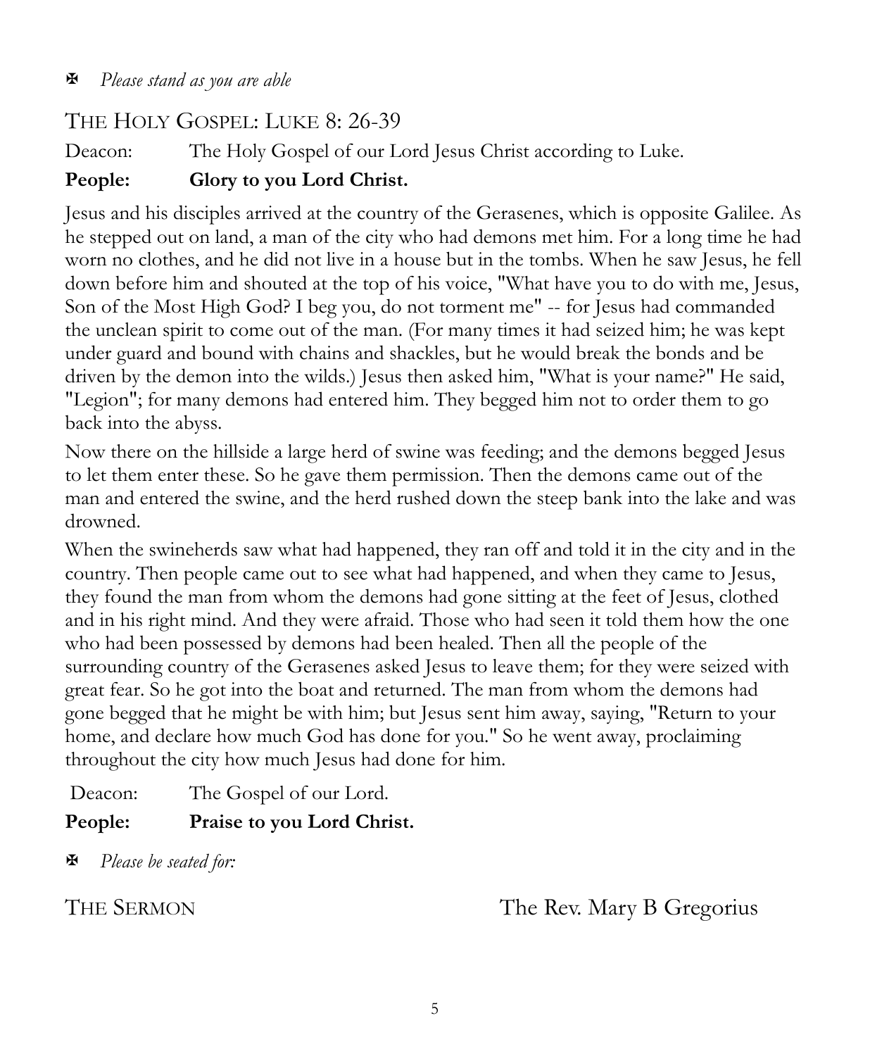✠ *Please stand as you are able*

## THE HOLY GOSPEL: LUKE 8: 26-39

Deacon: The Holy Gospel of our Lord Jesus Christ according to Luke.

**People: Glory to you Lord Christ.**

Jesus and his disciples arrived at the country of the Gerasenes, which is opposite Galilee. As he stepped out on land, a man of the city who had demons met him. For a long time he had worn no clothes, and he did not live in a house but in the tombs. When he saw Jesus, he fell down before him and shouted at the top of his voice, "What have you to do with me, Jesus, Son of the Most High God? I beg you, do not torment me" -- for Jesus had commanded the unclean spirit to come out of the man. (For many times it had seized him; he was kept under guard and bound with chains and shackles, but he would break the bonds and be driven by the demon into the wilds.) Jesus then asked him, "What is your name?" He said, "Legion"; for many demons had entered him. They begged him not to order them to go back into the abyss.

Now there on the hillside a large herd of swine was feeding; and the demons begged Jesus to let them enter these. So he gave them permission. Then the demons came out of the man and entered the swine, and the herd rushed down the steep bank into the lake and was drowned.

When the swineherds saw what had happened, they ran off and told it in the city and in the country. Then people came out to see what had happened, and when they came to Jesus, they found the man from whom the demons had gone sitting at the feet of Jesus, clothed and in his right mind. And they were afraid. Those who had seen it told them how the one who had been possessed by demons had been healed. Then all the people of the surrounding country of the Gerasenes asked Jesus to leave them; for they were seized with great fear. So he got into the boat and returned. The man from whom the demons had gone begged that he might be with him; but Jesus sent him away, saying, "Return to your home, and declare how much God has done for you." So he went away, proclaiming throughout the city how much Jesus had done for him.

Deacon: The Gospel of our Lord.

**People: Praise to you Lord Christ.**

✠ *Please be seated for:*

## THE SERMON The Rev. Mary B Gregorius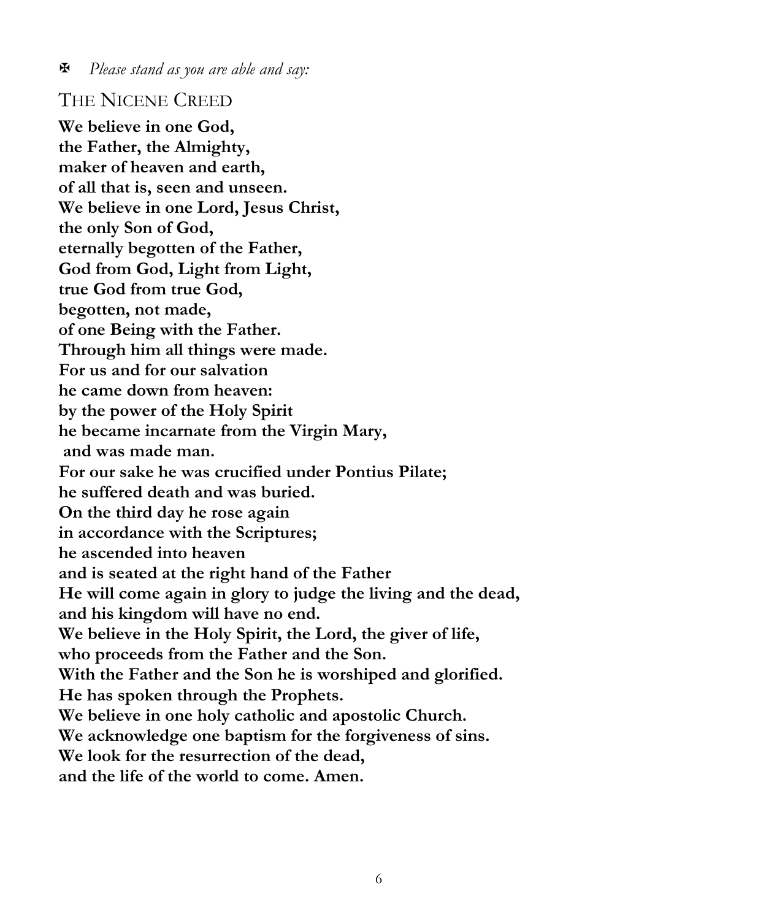✠ *Please stand as you are able and say:*

## The Nicene Creed

**We believe in one God,**
**the Father, the Almighty,**
**maker of heaven and earth,**
**of all that is, seen and unseen.**
**We believe in one Lord, Jesus Christ,**
**the only Son of God,**
**eternally begotten of the Father,**
**God from God, Light from Light,**
**true God from true God,**
**begotten, not made,**
**of one Being with the Father.**
**Through him all things were made.**
**For us and for our salvation**
**he came down from heaven:**
**by the power of the Holy Spirit**
**he became incarnate from the Virgin Mary,**
**and was made man.**
**For our sake he was crucified under Pontius Pilate;**
**he suffered death and was buried.**
**On the third day he rose again**
**in accordance with the Scriptures;**
**he ascended into heaven**
**and is seated at the right hand of the Father**
**He will come again in glory to judge the living and the dead,**
**and his kingdom will have no end.**
**We believe in the Holy Spirit, the Lord, the giver of life,**
**who proceeds from the Father and the Son.**
**With the Father and the Son he is worshiped and glorified.**
**He has spoken through the Prophets.**
**We believe in one holy catholic and apostolic Church.**
**We acknowledge one baptism for the forgiveness of sins.**
**We look for the resurrection of the dead,**
**and the life of the world to come. Amen.**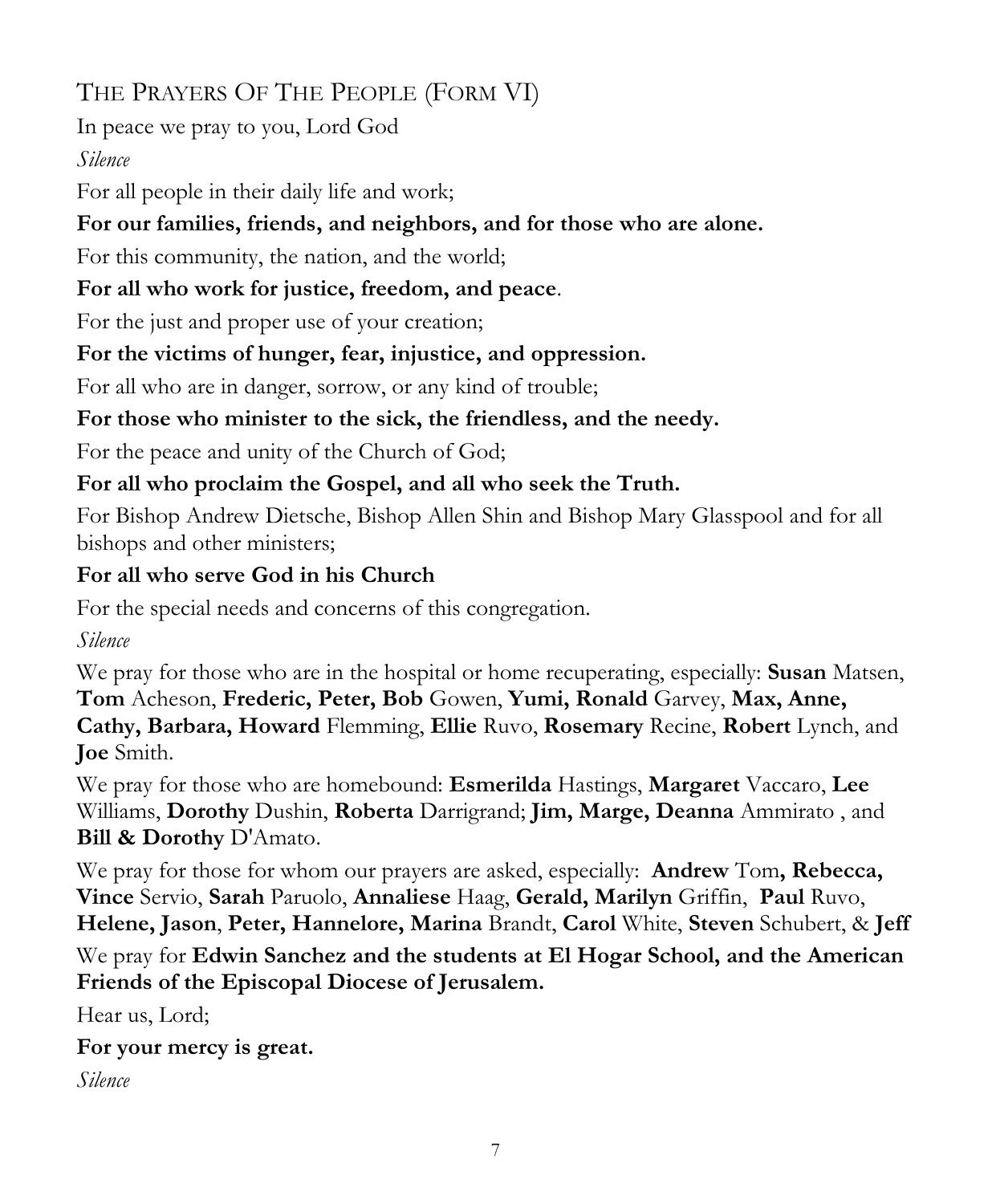## THE PRAYERS OF THE PEOPLE (FORM VI)

In peace we pray to you, Lord God

*Silence*

For all people in their daily life and work;

**For our families, friends, and neighbors, and for those who are alone.**

For this community, the nation, and the world;

**For all who work for justice, freedom, and peace**.

For the just and proper use of your creation;

**For the victims of hunger, fear, injustice, and oppression.**

For all who are in danger, sorrow, or any kind of trouble;

**For those who minister to the sick, the friendless, and the needy.**

For the peace and unity of the Church of God;

**For all who proclaim the Gospel, and all who seek the Truth.**

For Bishop Andrew Dietsche, Bishop Allen Shin and Bishop Mary Glasspool and for all bishops and other ministers;

**For all who serve God in his Church**

For the special needs and concerns of this congregation.

*Silence*

We pray for those who are in the hospital or home recuperating, especially: **Susan** Matsen, **Tom** Acheson, **Frederic, Peter, Bob** Gowen, **Yumi, Ronald** Garvey, **Max, Anne, Cathy, Barbara, Howard** Flemming, **Ellie** Ruvo, **Rosemary** Recine, **Robert** Lynch, and **Joe** Smith.

We pray for those who are homebound: **Esmerilda** Hastings, **Margaret** Vaccaro, **Lee** Williams, **Dorothy** Dushin, **Roberta** Darrigrand; **Jim, Marge, Deanna** Ammirato , and **Bill & Dorothy** D'Amato.

We pray for those for whom our prayers are asked, especially: **Andrew** Tom**, Rebecca, Vince** Servio, **Sarah** Paruolo, **Annaliese** Haag, **Gerald, Marilyn** Griffin, **Paul** Ruvo, **Helene, Jason**, **Peter, Hannelore, Marina** Brandt, **Carol** White, **Steven** Schubert, & **Jeff**

We pray for **Edwin Sanchez and the students at El Hogar School, and the American Friends of the Episcopal Diocese of Jerusalem.**

Hear us, Lord;

**For your mercy is great.**

*Silence*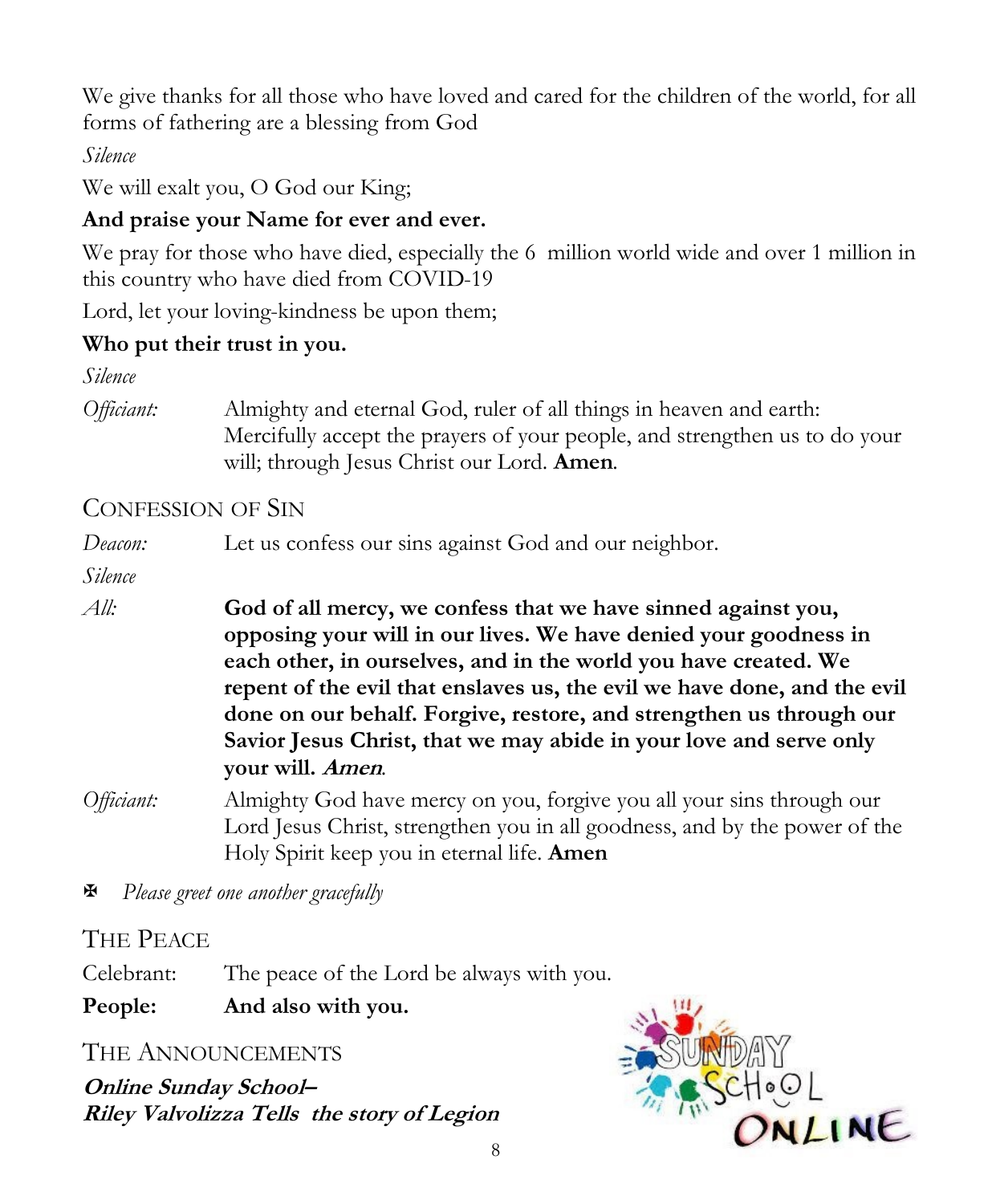We give thanks for all those who have loved and cared for the children of the world, for all forms of fathering are a blessing from God

*Silence*

We will exalt you, O God our King;

**And praise your Name for ever and ever.**

We pray for those who have died, especially the 6  million world wide and over 1 million in this country who have died from COVID-19

Lord, let your loving-kindness be upon them;

**Who put their trust in you.**

*Silence*

*Officiant:* Almighty and eternal God, ruler of all things in heaven and earth: Mercifully accept the prayers of your people, and strengthen us to do your will; through Jesus Christ our Lord. **Amen**.

## Confession of Sin

*Deacon:* Let us confess our sins against God and our neighbor.

*Silence*

*All:* **God of all mercy, we confess that we have sinned against you, opposing your will in our lives. We have denied your goodness in each other, in ourselves, and in the world you have created. We repent of the evil that enslaves us, the evil we have done, and the evil done on our behalf. Forgive, restore, and strengthen us through our Savior Jesus Christ, that we may abide in your love and serve only your will. *Amen*.**

*Officiant:* Almighty God have mercy on you, forgive you all your sins through our Lord Jesus Christ, strengthen you in all goodness, and by the power of the Holy Spirit keep you in eternal life. **Amen**

✠ *Please greet one another gracefully*

## The Peace

Celebrant: The peace of the Lord be always with you.

**People: And also with you.**

## The Announcements

***Online Sunday School–***
***Riley Valvolizza Tells the story of Legion***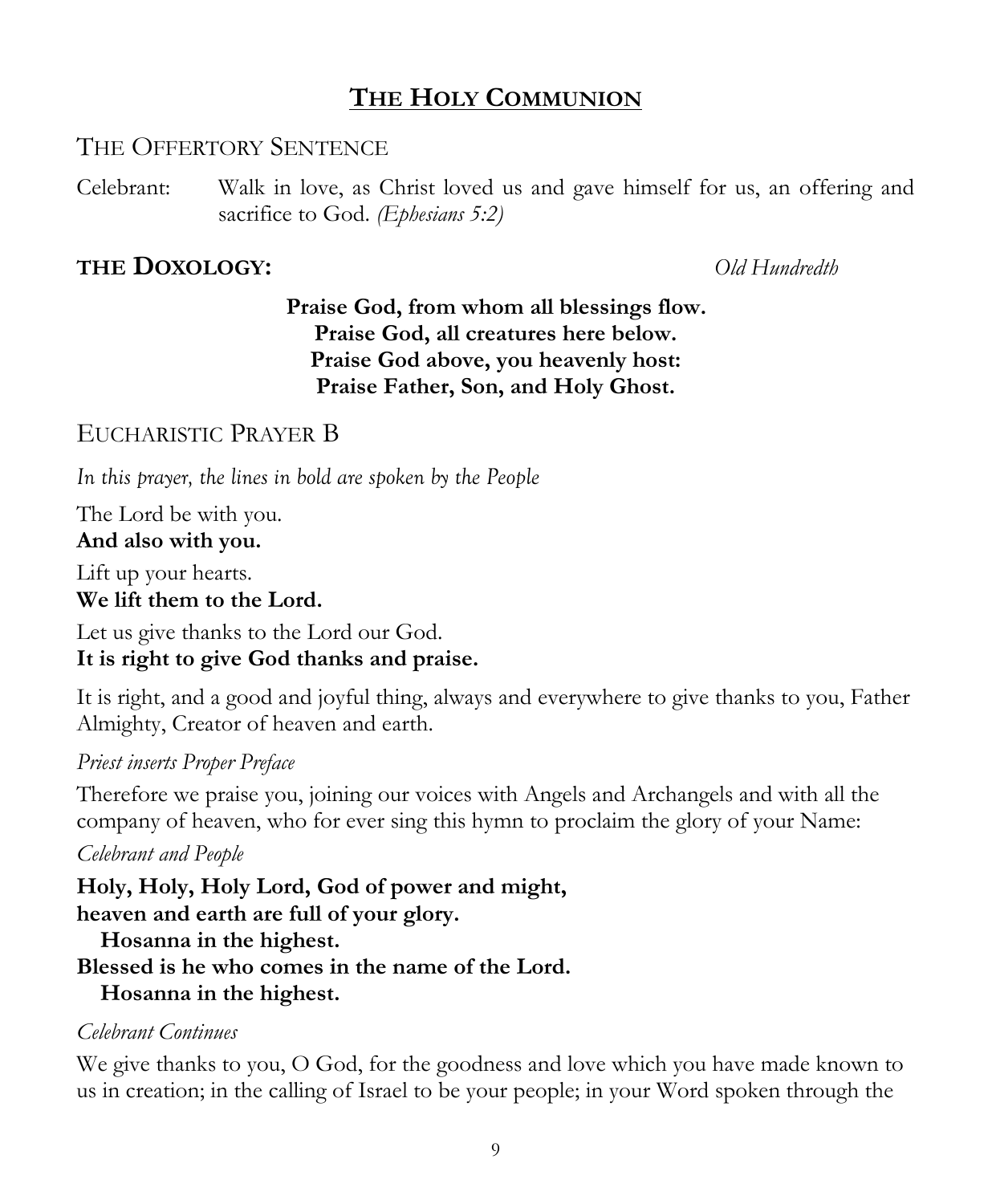# **THE HOLY COMMUNION**

## THE OFFERTORY SENTENCE

Celebrant: Walk in love, as Christ loved us and gave himself for us, an offering and sacrifice to God. *(Ephesians 5:2)*

### **THE DOXOLOGY:** *Old Hundredth*

**Praise God, from whom all blessings flow.**
**Praise God, all creatures here below.**
**Praise God above, you heavenly host:**
**Praise Father, Son, and Holy Ghost.**

## EUCHARISTIC PRAYER B

*In this prayer, the lines in bold are spoken by the People*

The Lord be with you.
**And also with you.**

Lift up your hearts.
**We lift them to the Lord.**

Let us give thanks to the Lord our God.
**It is right to give God thanks and praise.**

It is right, and a good and joyful thing, always and everywhere to give thanks to you, Father Almighty, Creator of heaven and earth.

*Priest inserts Proper Preface*

Therefore we praise you, joining our voices with Angels and Archangels and with all the company of heaven, who for ever sing this hymn to proclaim the glory of your Name:

*Celebrant and People*

**Holy, Holy, Holy Lord, God of power and might,**
**heaven and earth are full of your glory.**
  **Hosanna in the highest.**
**Blessed is he who comes in the name of the Lord.**
  **Hosanna in the highest.**

*Celebrant Continues*

We give thanks to you, O God, for the goodness and love which you have made known to us in creation; in the calling of Israel to be your people; in your Word spoken through the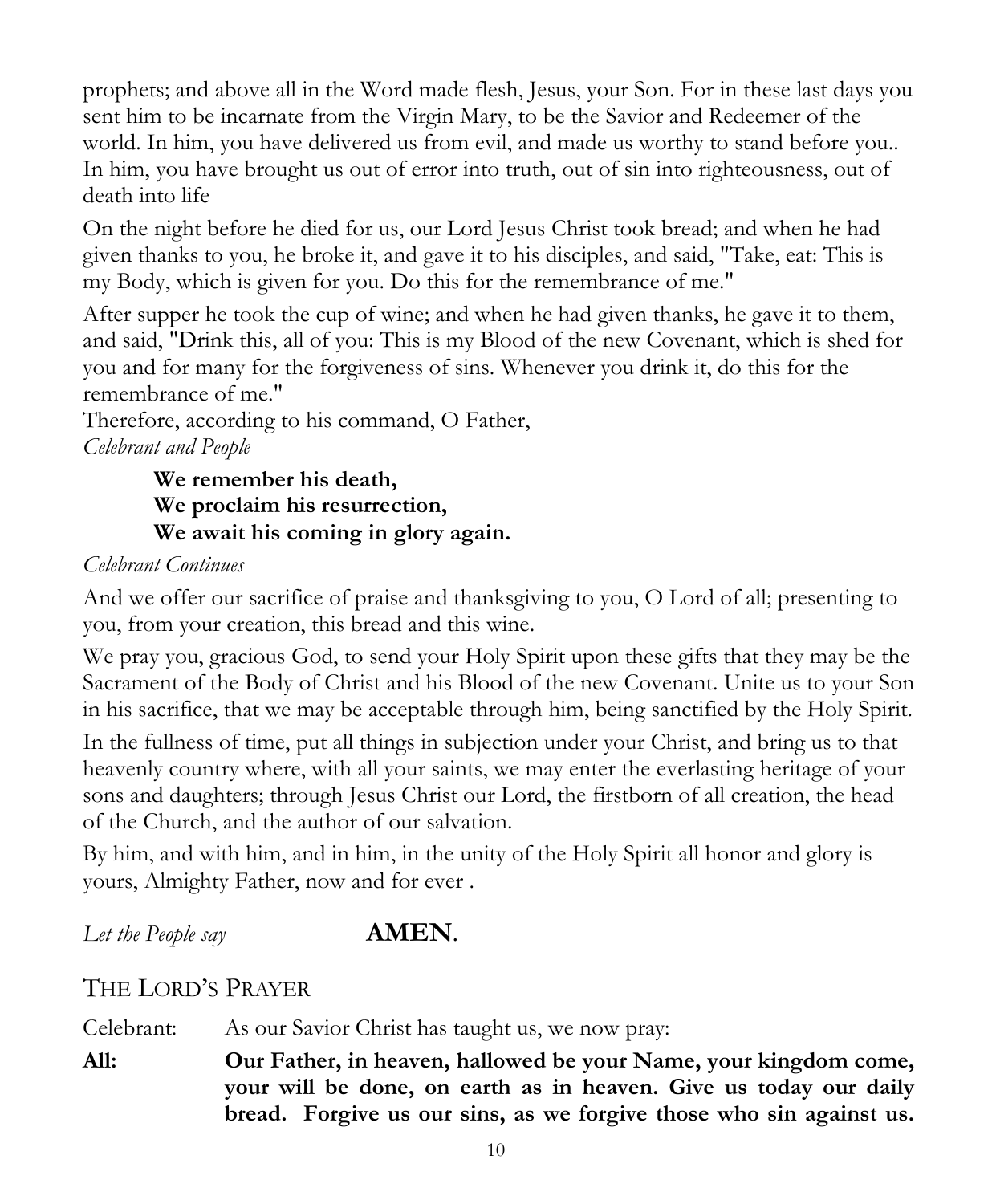prophets; and above all in the Word made flesh, Jesus, your Son. For in these last days you sent him to be incarnate from the Virgin Mary, to be the Savior and Redeemer of the world. In him, you have delivered us from evil, and made us worthy to stand before you.. In him, you have brought us out of error into truth, out of sin into righteousness, out of death into life

On the night before he died for us, our Lord Jesus Christ took bread; and when he had given thanks to you, he broke it, and gave it to his disciples, and said, "Take, eat: This is my Body, which is given for you. Do this for the remembrance of me."

After supper he took the cup of wine; and when he had given thanks, he gave it to them, and said, "Drink this, all of you: This is my Blood of the new Covenant, which is shed for you and for many for the forgiveness of sins. Whenever you drink it, do this for the remembrance of me."

Therefore, according to his command, O Father,

*Celebrant and People*

> **We remember his death,**
> **We proclaim his resurrection,**
> **We await his coming in glory again.**

*Celebrant Continues*

And we offer our sacrifice of praise and thanksgiving to you, O Lord of all; presenting to you, from your creation, this bread and this wine.

We pray you, gracious God, to send your Holy Spirit upon these gifts that they may be the Sacrament of the Body of Christ and his Blood of the new Covenant. Unite us to your Son in his sacrifice, that we may be acceptable through him, being sanctified by the Holy Spirit.

In the fullness of time, put all things in subjection under your Christ, and bring us to that heavenly country where, with all your saints, we may enter the everlasting heritage of your sons and daughters; through Jesus Christ our Lord, the firstborn of all creation, the head of the Church, and the author of our salvation.

By him, and with him, and in him, in the unity of the Holy Spirit all honor and glory is yours, Almighty Father, now and for ever .

*Let the People say* **AMEN**.

## THE LORD'S PRAYER

Celebrant: As our Savior Christ has taught us, we now pray:

**All: Our Father, in heaven, hallowed be your Name, your kingdom come, your will be done, on earth as in heaven. Give us today our daily bread. Forgive us our sins, as we forgive those who sin against us.**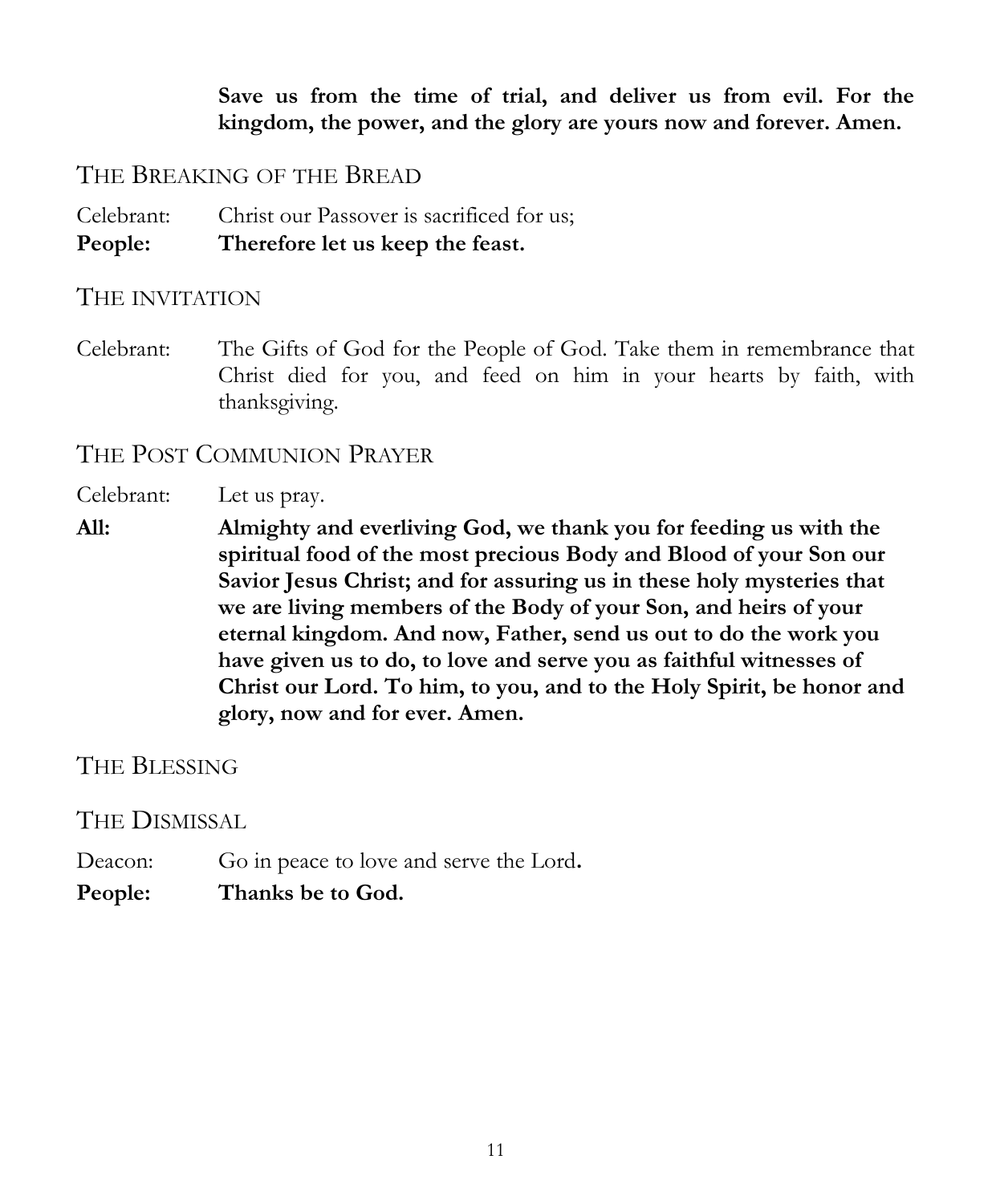**Save us from the time of trial, and deliver us from evil. For the kingdom, the power, and the glory are yours now and forever. Amen.**

## THE BREAKING OF THE BREAD

Celebrant: Christ our Passover is sacrificed for us;

**People: Therefore let us keep the feast.**

## THE INVITATION

Celebrant: The Gifts of God for the People of God. Take them in remembrance that Christ died for you, and feed on him in your hearts by faith, with thanksgiving.

## THE POST COMMUNION PRAYER

Celebrant: Let us pray.

**All: Almighty and everliving God, we thank you for feeding us with the spiritual food of the most precious Body and Blood of your Son our Savior Jesus Christ; and for assuring us in these holy mysteries that we are living members of the Body of your Son, and heirs of your eternal kingdom. And now, Father, send us out to do the work you have given us to do, to love and serve you as faithful witnesses of Christ our Lord. To him, to you, and to the Holy Spirit, be honor and glory, now and for ever. Amen.**

## THE BLESSING

## THE DISMISSAL

Deacon: Go in peace to love and serve the Lord.

**People: Thanks be to God.**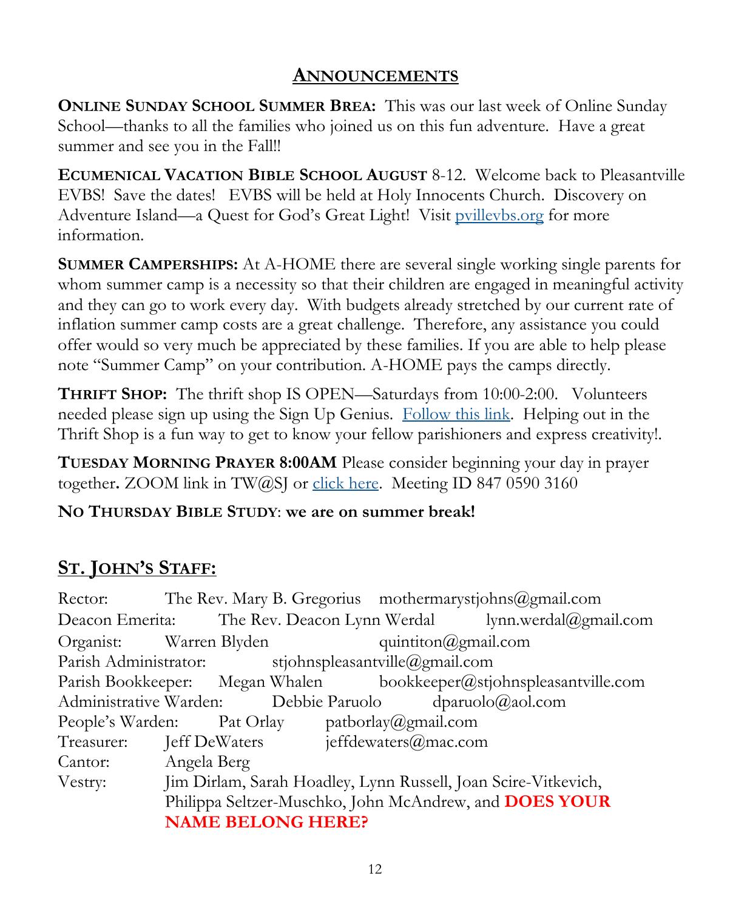## ANNOUNCEMENTS

**ONLINE SUNDAY SCHOOL SUMMER BREA:** This was our last week of Online Sunday School—thanks to all the families who joined us on this fun adventure. Have a great summer and see you in the Fall!!

**ECUMENICAL VACATION BIBLE SCHOOL AUGUST** 8-12. Welcome back to Pleasantville EVBS! Save the dates! EVBS will be held at Holy Innocents Church. Discovery on Adventure Island—a Quest for God's Great Light! Visit pvillevbs.org for more information.

**SUMMER CAMPERSHIPS:** At A-HOME there are several single working single parents for whom summer camp is a necessity so that their children are engaged in meaningful activity and they can go to work every day. With budgets already stretched by our current rate of inflation summer camp costs are a great challenge. Therefore, any assistance you could offer would so very much be appreciated by these families. If you are able to help please note "Summer Camp" on your contribution. A-HOME pays the camps directly.

**THRIFT SHOP:** The thrift shop IS OPEN—Saturdays from 10:00-2:00. Volunteers needed please sign up using the Sign Up Genius. Follow this link. Helping out in the Thrift Shop is a fun way to get to know your fellow parishioners and express creativity!.

**TUESDAY MORNING PRAYER 8:00AM** Please consider beginning your day in prayer together**.** ZOOM link in TW@SJ or click here. Meeting ID 847 0590 3160

**NO THURSDAY BIBLE STUDY: we are on summer break!**

## ST. JOHN'S STAFF:

| | | |
|---|---|---|
| Rector: | The Rev. Mary B. Gregorius | mothermarystjohns@gmail.com |
| Deacon Emerita: | The Rev. Deacon Lynn Werdal | lynn.werdal@gmail.com |
| Organist: | Warren Blyden | quintiton@gmail.com |
| Parish Administrator: | | stjohnspleasantville@gmail.com |
| Parish Bookkeeper: | Megan Whalen | bookkeeper@stjohnspleasantville.com |
| Administrative Warden: | Debbie Paruolo | dparuolo@aol.com |
| People's Warden: | Pat Orlay | patborlay@gmail.com |
| Treasurer: | Jeff DeWaters | jeffdewaters@mac.com |
| Cantor: | Angela Berg | |
| Vestry: | Jim Dirlam, Sarah Hoadley, Lynn Russell, Joan Scire-Vitkevich, Philippa Seltzer-Muschko, John McAndrew, and **DOES YOUR NAME BELONG HERE?** | |